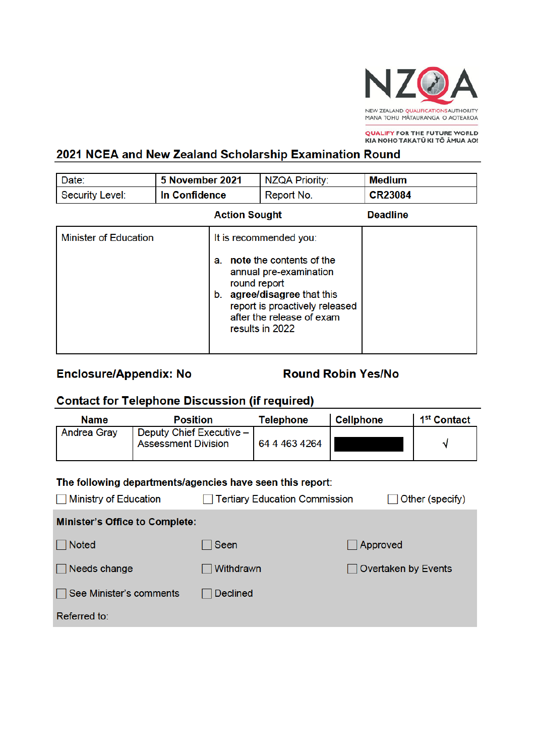NZQA

NEW ZEALAND QUALIFICATIONS AUTHORITY
MANA TOHU MĀTAURANGA O AOTEAROA

QUALIFY FOR THE FUTURE WORLD
KIA NOHO TAKATŪ KI TŌ ĀMUA AO!

## 2021 NCEA and New Zealand Scholarship Examination Round

| Date: | **5 November 2021** | NZQA Priority: | **Medium** |
|---|---|---|---|
| Security Level: | **In Confidence** | Report No. | **CR23084** |

| | **Action Sought** | **Deadline** |
|---|---|---|
| Minister of Education | It is recommended you:<br>a. **note** the contents of the annual pre-examination round report<br>b. **agree/disagree** that this report is proactively released after the release of exam results in 2022 | |

**Enclosure/Appendix: No** **Round Robin Yes/No**

### Contact for Telephone Discussion (if required)

| Name | Position | Telephone | Cellphone | 1st Contact |
|---|---|---|---|---|
| Andrea Gray | Deputy Chief Executive – Assessment Division | 64 4 463 4264 | [redacted] | √ |

**The following departments/agencies have seen this report:**

☐ Ministry of Education ☐ Tertiary Education Commission ☐ Other (specify)

**Minister's Office to Complete:**

☐ Noted ☐ Seen ☐ Approved

☐ Needs change ☐ Withdrawn ☐ Overtaken by Events

☐ See Minister's comments ☐ Declined

Referred to: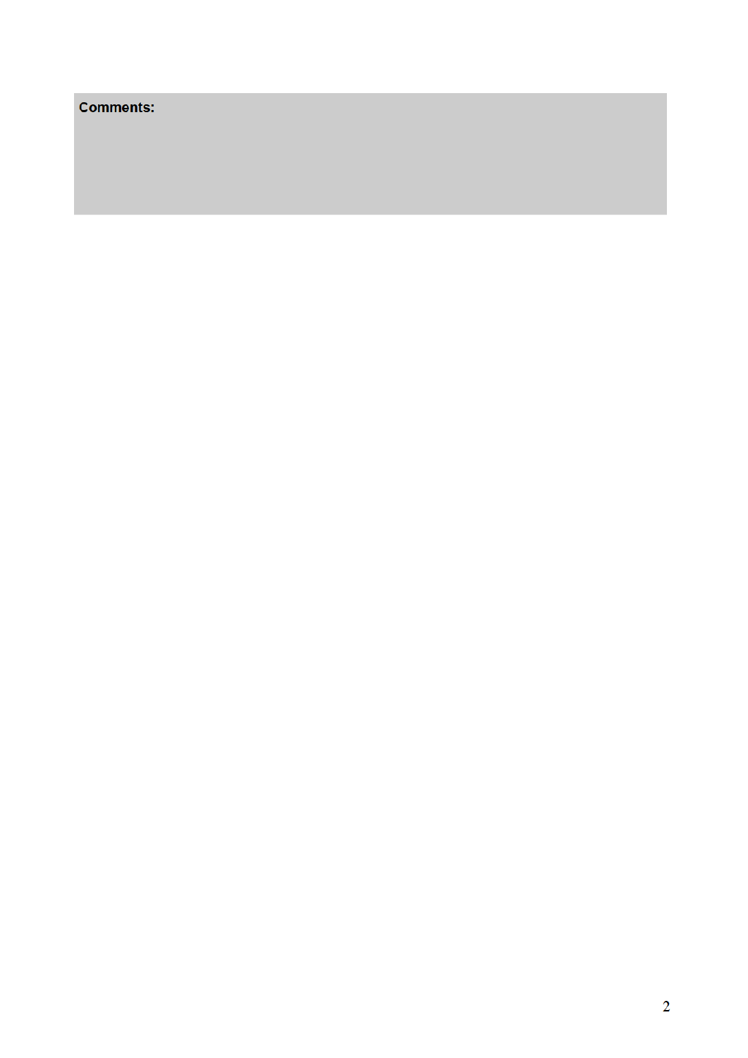**Comments:**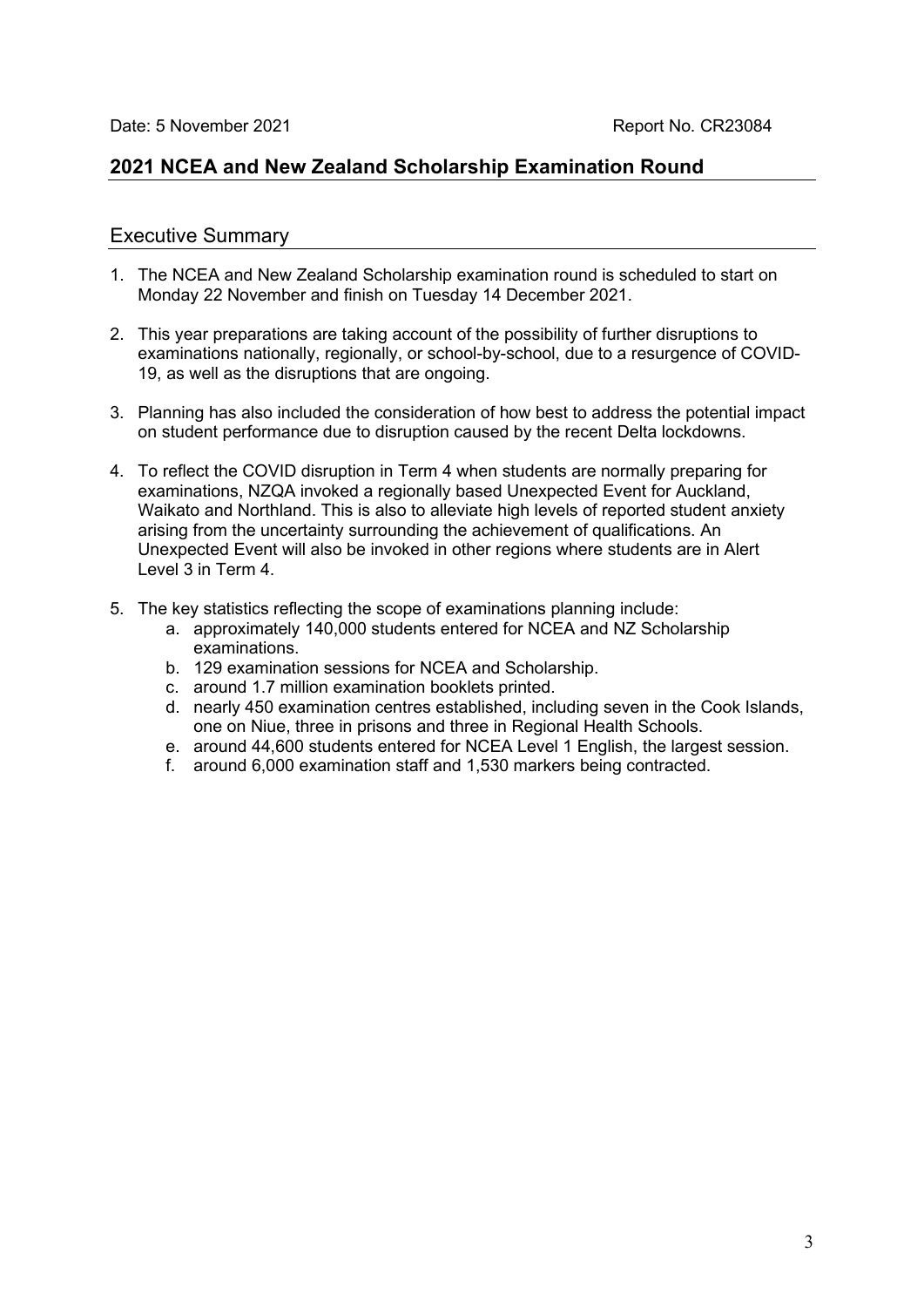Date: 5 November 2021 Report No. CR23084

## 2021 NCEA and New Zealand Scholarship Examination Round

### Executive Summary

1. The NCEA and New Zealand Scholarship examination round is scheduled to start on Monday 22 November and finish on Tuesday 14 December 2021.

2. This year preparations are taking account of the possibility of further disruptions to examinations nationally, regionally, or school-by-school, due to a resurgence of COVID-19, as well as the disruptions that are ongoing.

3. Planning has also included the consideration of how best to address the potential impact on student performance due to disruption caused by the recent Delta lockdowns.

4. To reflect the COVID disruption in Term 4 when students are normally preparing for examinations, NZQA invoked a regionally based Unexpected Event for Auckland, Waikato and Northland. This is also to alleviate high levels of reported student anxiety arising from the uncertainty surrounding the achievement of qualifications. An Unexpected Event will also be invoked in other regions where students are in Alert Level 3 in Term 4.

5. The key statistics reflecting the scope of examinations planning include:
   a. approximately 140,000 students entered for NCEA and NZ Scholarship examinations.
   b. 129 examination sessions for NCEA and Scholarship.
   c. around 1.7 million examination booklets printed.
   d. nearly 450 examination centres established, including seven in the Cook Islands, one on Niue, three in prisons and three in Regional Health Schools.
   e. around 44,600 students entered for NCEA Level 1 English, the largest session.
   f. around 6,000 examination staff and 1,530 markers being contracted.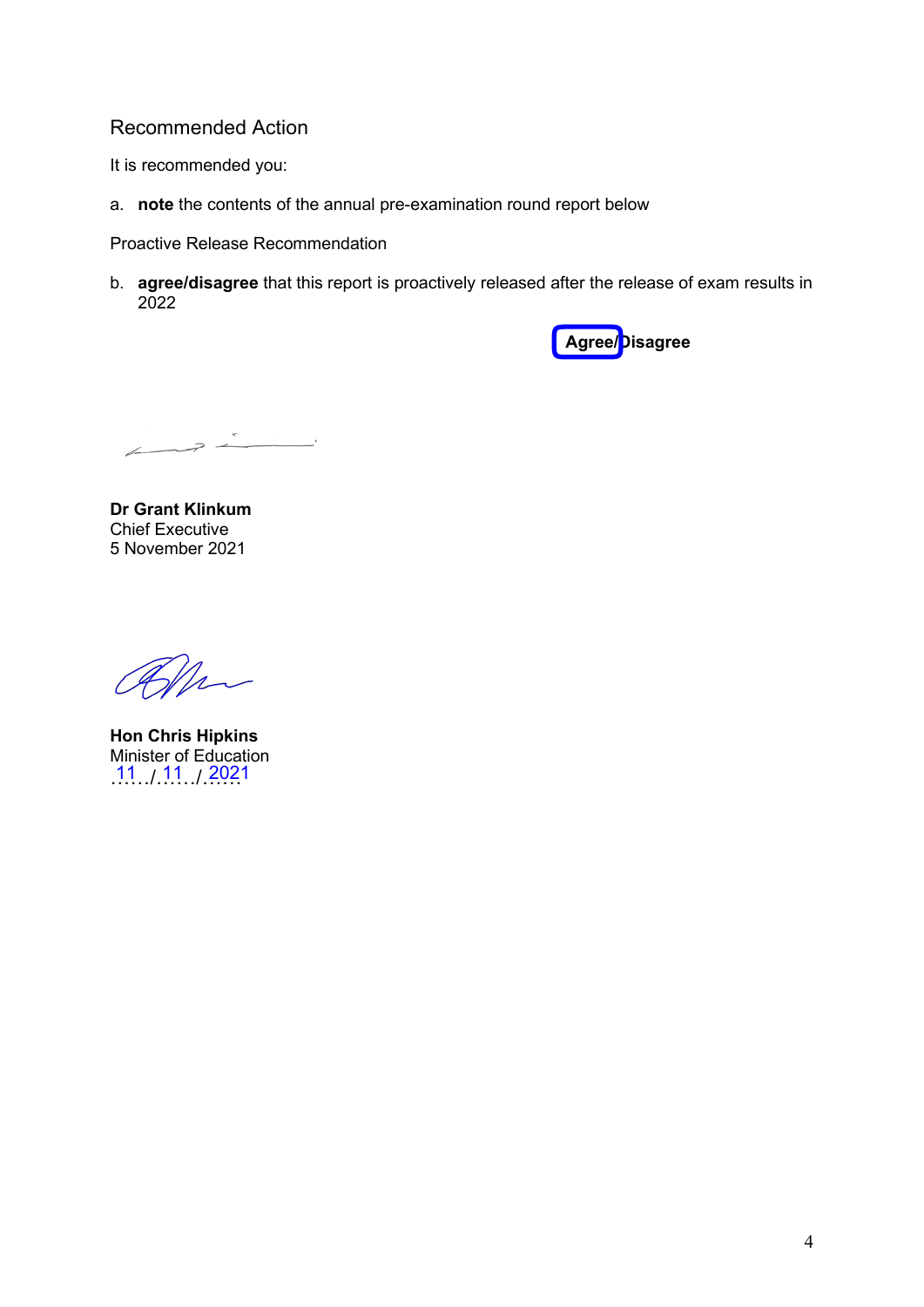## Recommended Action

It is recommended you:

a. **note** the contents of the annual pre-examination round report below

Proactive Release Recommendation

b. **agree/disagree** that this report is proactively released after the release of exam results in 2022

**Agree/Disagree**

**Dr Grant Klinkum**
Chief Executive
5 November 2021

**Hon Chris Hipkins**
Minister of Education
11 / 11 / 2021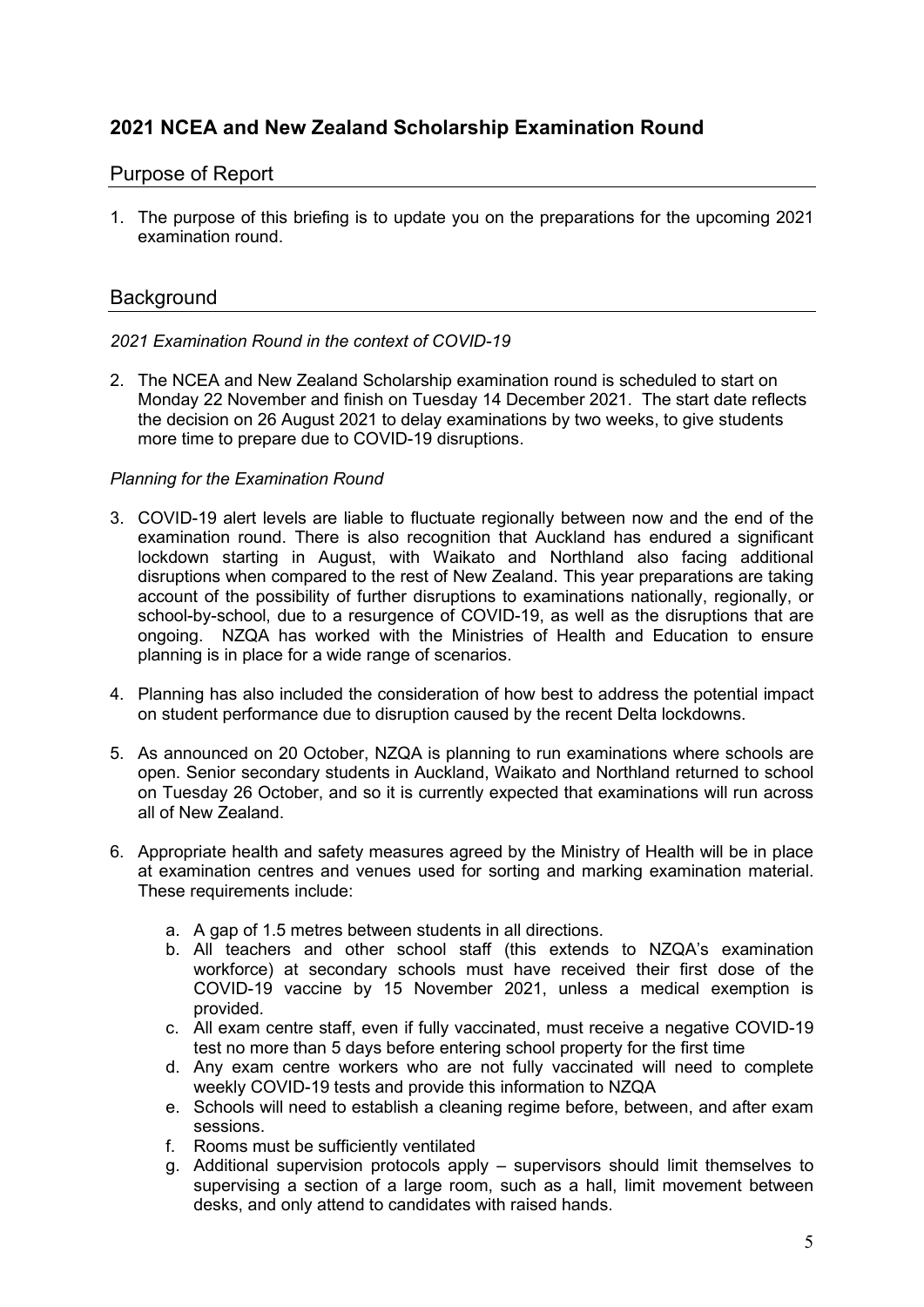## 2021 NCEA and New Zealand Scholarship Examination Round

### Purpose of Report

1. The purpose of this briefing is to update you on the preparations for the upcoming 2021 examination round.

### Background

*2021 Examination Round in the context of COVID-19*

2. The NCEA and New Zealand Scholarship examination round is scheduled to start on Monday 22 November and finish on Tuesday 14 December 2021. The start date reflects the decision on 26 August 2021 to delay examinations by two weeks, to give students more time to prepare due to COVID-19 disruptions.

*Planning for the Examination Round*

3. COVID-19 alert levels are liable to fluctuate regionally between now and the end of the examination round. There is also recognition that Auckland has endured a significant lockdown starting in August, with Waikato and Northland also facing additional disruptions when compared to the rest of New Zealand. This year preparations are taking account of the possibility of further disruptions to examinations nationally, regionally, or school-by-school, due to a resurgence of COVID-19, as well as the disruptions that are ongoing. NZQA has worked with the Ministries of Health and Education to ensure planning is in place for a wide range of scenarios.

4. Planning has also included the consideration of how best to address the potential impact on student performance due to disruption caused by the recent Delta lockdowns.

5. As announced on 20 October, NZQA is planning to run examinations where schools are open. Senior secondary students in Auckland, Waikato and Northland returned to school on Tuesday 26 October, and so it is currently expected that examinations will run across all of New Zealand.

6. Appropriate health and safety measures agreed by the Ministry of Health will be in place at examination centres and venues used for sorting and marking examination material. These requirements include:

    a. A gap of 1.5 metres between students in all directions.
    b. All teachers and other school staff (this extends to NZQA's examination workforce) at secondary schools must have received their first dose of the COVID-19 vaccine by 15 November 2021, unless a medical exemption is provided.
    c. All exam centre staff, even if fully vaccinated, must receive a negative COVID-19 test no more than 5 days before entering school property for the first time
    d. Any exam centre workers who are not fully vaccinated will need to complete weekly COVID-19 tests and provide this information to NZQA
    e. Schools will need to establish a cleaning regime before, between, and after exam sessions.
    f. Rooms must be sufficiently ventilated
    g. Additional supervision protocols apply – supervisors should limit themselves to supervising a section of a large room, such as a hall, limit movement between desks, and only attend to candidates with raised hands.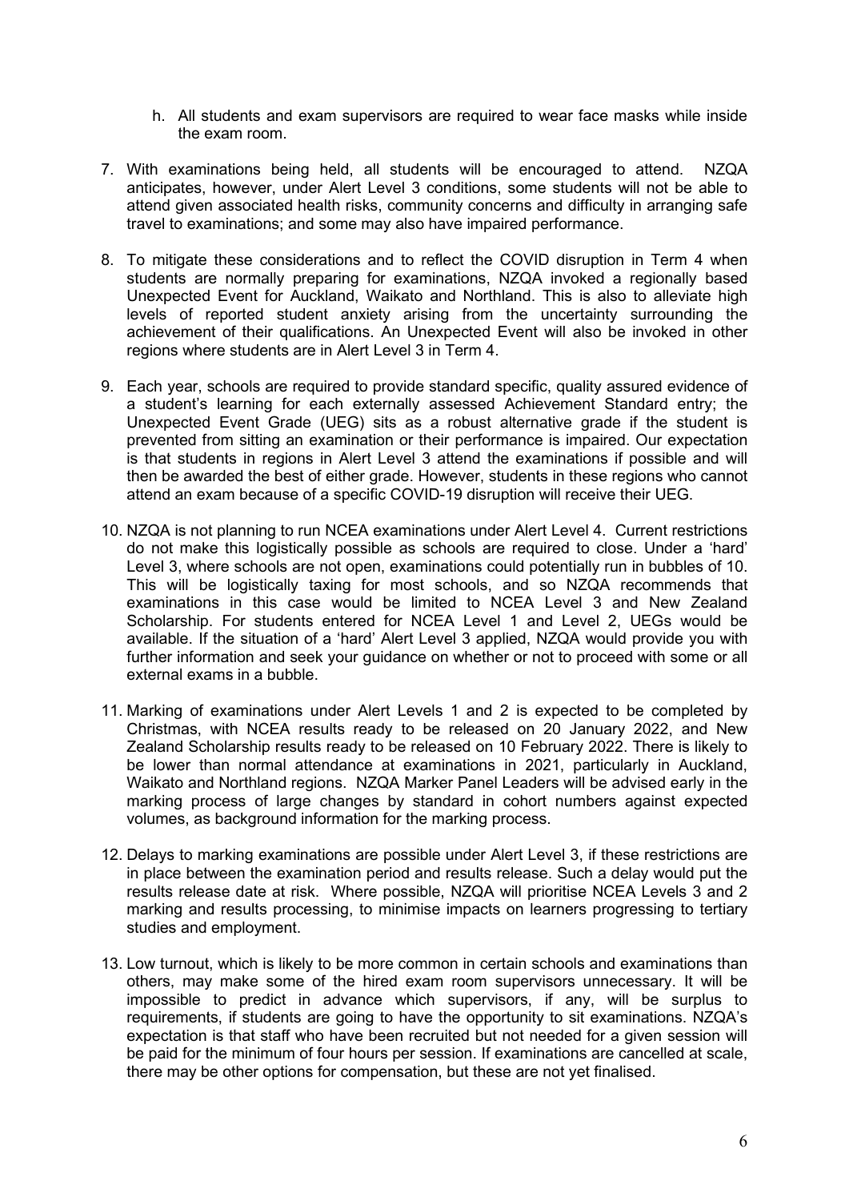h. All students and exam supervisors are required to wear face masks while inside the exam room.

7. With examinations being held, all students will be encouraged to attend. NZQA anticipates, however, under Alert Level 3 conditions, some students will not be able to attend given associated health risks, community concerns and difficulty in arranging safe travel to examinations; and some may also have impaired performance.

8. To mitigate these considerations and to reflect the COVID disruption in Term 4 when students are normally preparing for examinations, NZQA invoked a regionally based Unexpected Event for Auckland, Waikato and Northland. This is also to alleviate high levels of reported student anxiety arising from the uncertainty surrounding the achievement of their qualifications. An Unexpected Event will also be invoked in other regions where students are in Alert Level 3 in Term 4.

9. Each year, schools are required to provide standard specific, quality assured evidence of a student's learning for each externally assessed Achievement Standard entry; the Unexpected Event Grade (UEG) sits as a robust alternative grade if the student is prevented from sitting an examination or their performance is impaired. Our expectation is that students in regions in Alert Level 3 attend the examinations if possible and will then be awarded the best of either grade. However, students in these regions who cannot attend an exam because of a specific COVID-19 disruption will receive their UEG.

10. NZQA is not planning to run NCEA examinations under Alert Level 4. Current restrictions do not make this logistically possible as schools are required to close. Under a 'hard' Level 3, where schools are not open, examinations could potentially run in bubbles of 10. This will be logistically taxing for most schools, and so NZQA recommends that examinations in this case would be limited to NCEA Level 3 and New Zealand Scholarship. For students entered for NCEA Level 1 and Level 2, UEGs would be available. If the situation of a 'hard' Alert Level 3 applied, NZQA would provide you with further information and seek your guidance on whether or not to proceed with some or all external exams in a bubble.

11. Marking of examinations under Alert Levels 1 and 2 is expected to be completed by Christmas, with NCEA results ready to be released on 20 January 2022, and New Zealand Scholarship results ready to be released on 10 February 2022. There is likely to be lower than normal attendance at examinations in 2021, particularly in Auckland, Waikato and Northland regions. NZQA Marker Panel Leaders will be advised early in the marking process of large changes by standard in cohort numbers against expected volumes, as background information for the marking process.

12. Delays to marking examinations are possible under Alert Level 3, if these restrictions are in place between the examination period and results release. Such a delay would put the results release date at risk. Where possible, NZQA will prioritise NCEA Levels 3 and 2 marking and results processing, to minimise impacts on learners progressing to tertiary studies and employment.

13. Low turnout, which is likely to be more common in certain schools and examinations than others, may make some of the hired exam room supervisors unnecessary. It will be impossible to predict in advance which supervisors, if any, will be surplus to requirements, if students are going to have the opportunity to sit examinations. NZQA's expectation is that staff who have been recruited but not needed for a given session will be paid for the minimum of four hours per session. If examinations are cancelled at scale, there may be other options for compensation, but these are not yet finalised.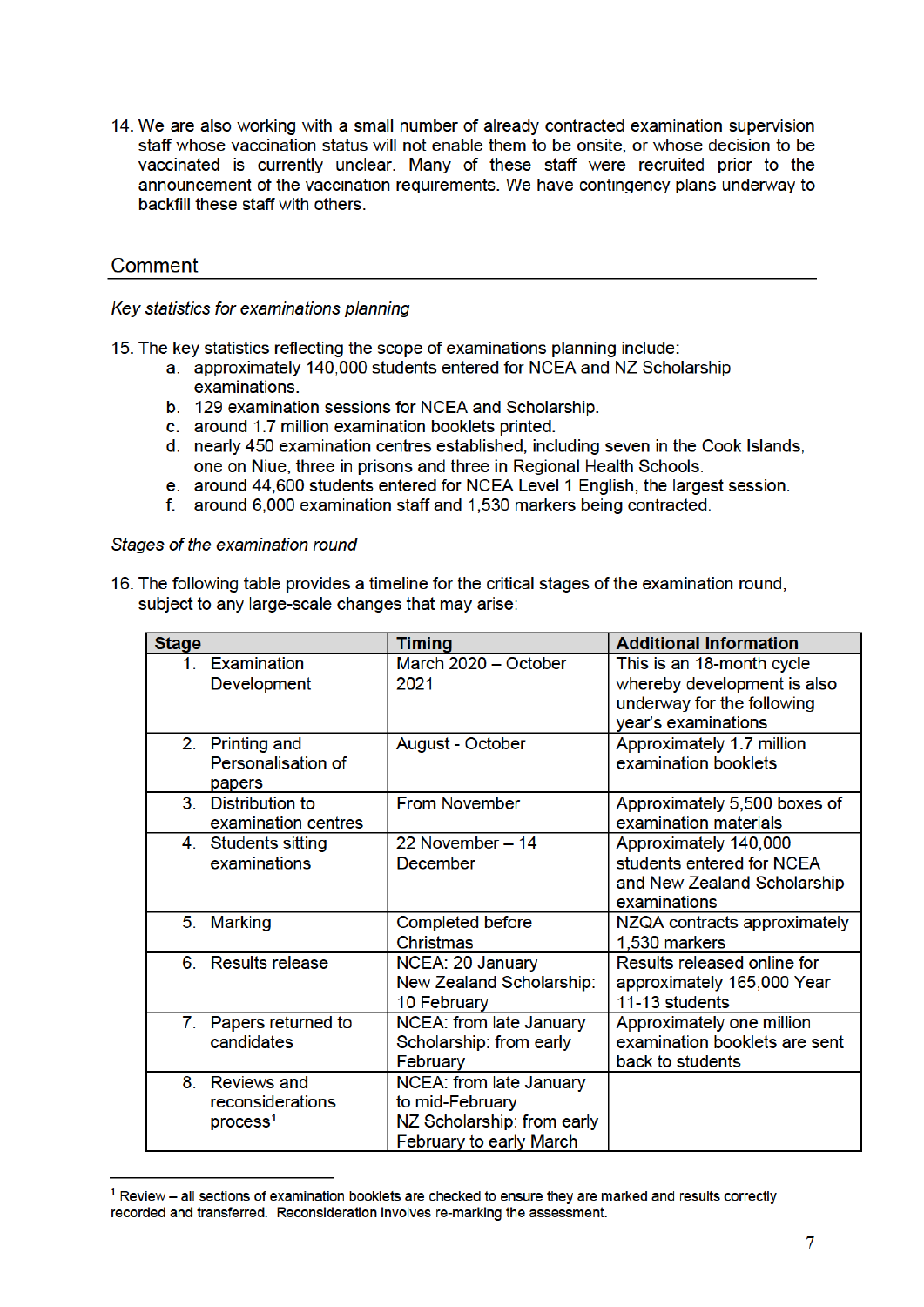14. We are also working with a small number of already contracted examination supervision staff whose vaccination status will not enable them to be onsite, or whose decision to be vaccinated is currently unclear. Many of these staff were recruited prior to the announcement of the vaccination requirements. We have contingency plans underway to backfill these staff with others.

## Comment

*Key statistics for examinations planning*

15. The key statistics reflecting the scope of examinations planning include:
    a. approximately 140,000 students entered for NCEA and NZ Scholarship examinations.
    b. 129 examination sessions for NCEA and Scholarship.
    c. around 1.7 million examination booklets printed.
    d. nearly 450 examination centres established, including seven in the Cook Islands, one on Niue, three in prisons and three in Regional Health Schools.
    e. around 44,600 students entered for NCEA Level 1 English, the largest session.
    f. around 6,000 examination staff and 1,530 markers being contracted.

*Stages of the examination round*

16. The following table provides a timeline for the critical stages of the examination round, subject to any large-scale changes that may arise:

| Stage | Timing | Additional Information |
|---|---|---|
| 1. Examination Development | March 2020 – October 2021 | This is an 18-month cycle whereby development is also underway for the following year's examinations |
| 2. Printing and Personalisation of papers | August - October | Approximately 1.7 million examination booklets |
| 3. Distribution to examination centres | From November | Approximately 5,500 boxes of examination materials |
| 4. Students sitting examinations | 22 November – 14 December | Approximately 140,000 students entered for NCEA and New Zealand Scholarship examinations |
| 5. Marking | Completed before Christmas | NZQA contracts approximately 1,530 markers |
| 6. Results release | NCEA: 20 January<br>New Zealand Scholarship: 10 February | Results released online for approximately 165,000 Year 11-13 students |
| 7. Papers returned to candidates | NCEA: from late January<br>Scholarship: from early February | Approximately one million examination booklets are sent back to students |
| 8. Reviews and reconsiderations process[1] | NCEA: from late January to mid-February<br>NZ Scholarship: from early February to early March | |

[1] Review – all sections of examination booklets are checked to ensure they are marked and results correctly recorded and transferred. Reconsideration involves re-marking the assessment.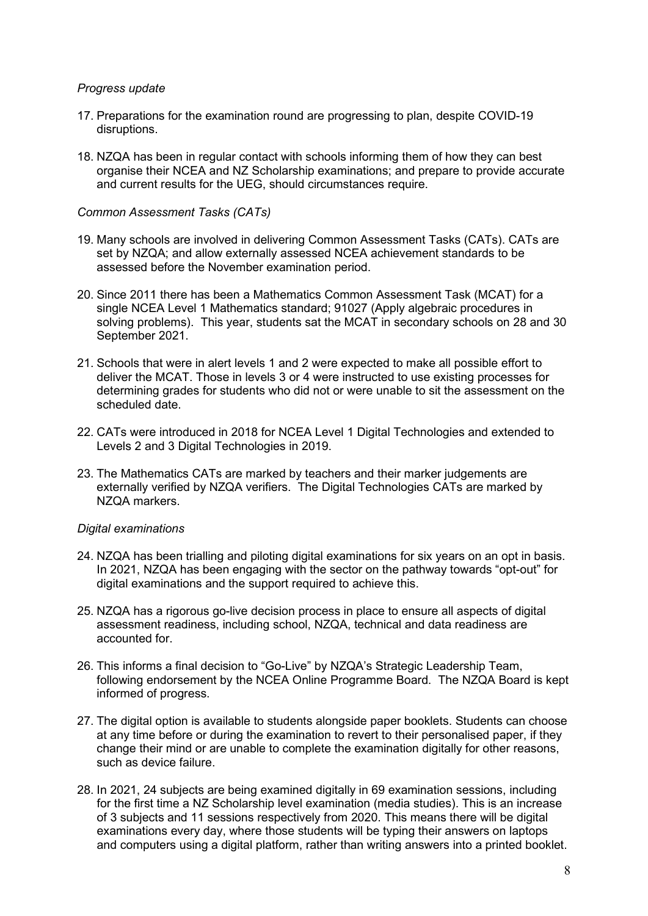*Progress update*

17. Preparations for the examination round are progressing to plan, despite COVID-19 disruptions.

18. NZQA has been in regular contact with schools informing them of how they can best organise their NCEA and NZ Scholarship examinations; and prepare to provide accurate and current results for the UEG, should circumstances require.

*Common Assessment Tasks (CATs)*

19. Many schools are involved in delivering Common Assessment Tasks (CATs). CATs are set by NZQA; and allow externally assessed NCEA achievement standards to be assessed before the November examination period.

20. Since 2011 there has been a Mathematics Common Assessment Task (MCAT) for a single NCEA Level 1 Mathematics standard; 91027 (Apply algebraic procedures in solving problems). This year, students sat the MCAT in secondary schools on 28 and 30 September 2021.

21. Schools that were in alert levels 1 and 2 were expected to make all possible effort to deliver the MCAT. Those in levels 3 or 4 were instructed to use existing processes for determining grades for students who did not or were unable to sit the assessment on the scheduled date.

22. CATs were introduced in 2018 for NCEA Level 1 Digital Technologies and extended to Levels 2 and 3 Digital Technologies in 2019.

23. The Mathematics CATs are marked by teachers and their marker judgements are externally verified by NZQA verifiers. The Digital Technologies CATs are marked by NZQA markers.

*Digital examinations*

24. NZQA has been trialling and piloting digital examinations for six years on an opt in basis. In 2021, NZQA has been engaging with the sector on the pathway towards "opt-out" for digital examinations and the support required to achieve this.

25. NZQA has a rigorous go-live decision process in place to ensure all aspects of digital assessment readiness, including school, NZQA, technical and data readiness are accounted for.

26. This informs a final decision to "Go-Live" by NZQA's Strategic Leadership Team, following endorsement by the NCEA Online Programme Board. The NZQA Board is kept informed of progress.

27. The digital option is available to students alongside paper booklets. Students can choose at any time before or during the examination to revert to their personalised paper, if they change their mind or are unable to complete the examination digitally for other reasons, such as device failure.

28. In 2021, 24 subjects are being examined digitally in 69 examination sessions, including for the first time a NZ Scholarship level examination (media studies). This is an increase of 3 subjects and 11 sessions respectively from 2020. This means there will be digital examinations every day, where those students will be typing their answers on laptops and computers using a digital platform, rather than writing answers into a printed booklet.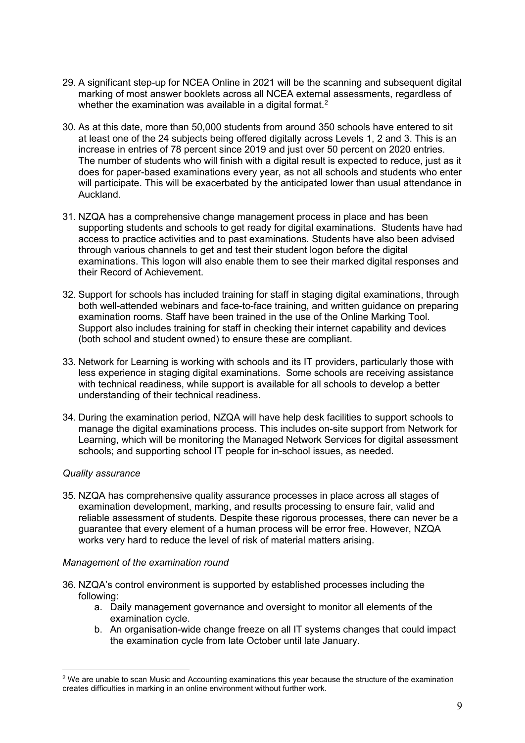29. A significant step-up for NCEA Online in 2021 will be the scanning and subsequent digital marking of most answer booklets across all NCEA external assessments, regardless of whether the examination was available in a digital format.[2]

30. As at this date, more than 50,000 students from around 350 schools have entered to sit at least one of the 24 subjects being offered digitally across Levels 1, 2 and 3. This is an increase in entries of 78 percent since 2019 and just over 50 percent on 2020 entries. The number of students who will finish with a digital result is expected to reduce, just as it does for paper-based examinations every year, as not all schools and students who enter will participate. This will be exacerbated by the anticipated lower than usual attendance in Auckland.

31. NZQA has a comprehensive change management process in place and has been supporting students and schools to get ready for digital examinations. Students have had access to practice activities and to past examinations. Students have also been advised through various channels to get and test their student logon before the digital examinations. This logon will also enable them to see their marked digital responses and their Record of Achievement.

32. Support for schools has included training for staff in staging digital examinations, through both well-attended webinars and face-to-face training, and written guidance on preparing examination rooms. Staff have been trained in the use of the Online Marking Tool. Support also includes training for staff in checking their internet capability and devices (both school and student owned) to ensure these are compliant.

33. Network for Learning is working with schools and its IT providers, particularly those with less experience in staging digital examinations. Some schools are receiving assistance with technical readiness, while support is available for all schools to develop a better understanding of their technical readiness.

34. During the examination period, NZQA will have help desk facilities to support schools to manage the digital examinations process. This includes on-site support from Network for Learning, which will be monitoring the Managed Network Services for digital assessment schools; and supporting school IT people for in-school issues, as needed.

*Quality assurance*

35. NZQA has comprehensive quality assurance processes in place across all stages of examination development, marking, and results processing to ensure fair, valid and reliable assessment of students. Despite these rigorous processes, there can never be a guarantee that every element of a human process will be error free. However, NZQA works very hard to reduce the level of risk of material matters arising.

*Management of the examination round*

36. NZQA's control environment is supported by established processes including the following:
    a. Daily management governance and oversight to monitor all elements of the examination cycle.
    b. An organisation-wide change freeze on all IT systems changes that could impact the examination cycle from late October until late January.

[2] We are unable to scan Music and Accounting examinations this year because the structure of the examination creates difficulties in marking in an online environment without further work.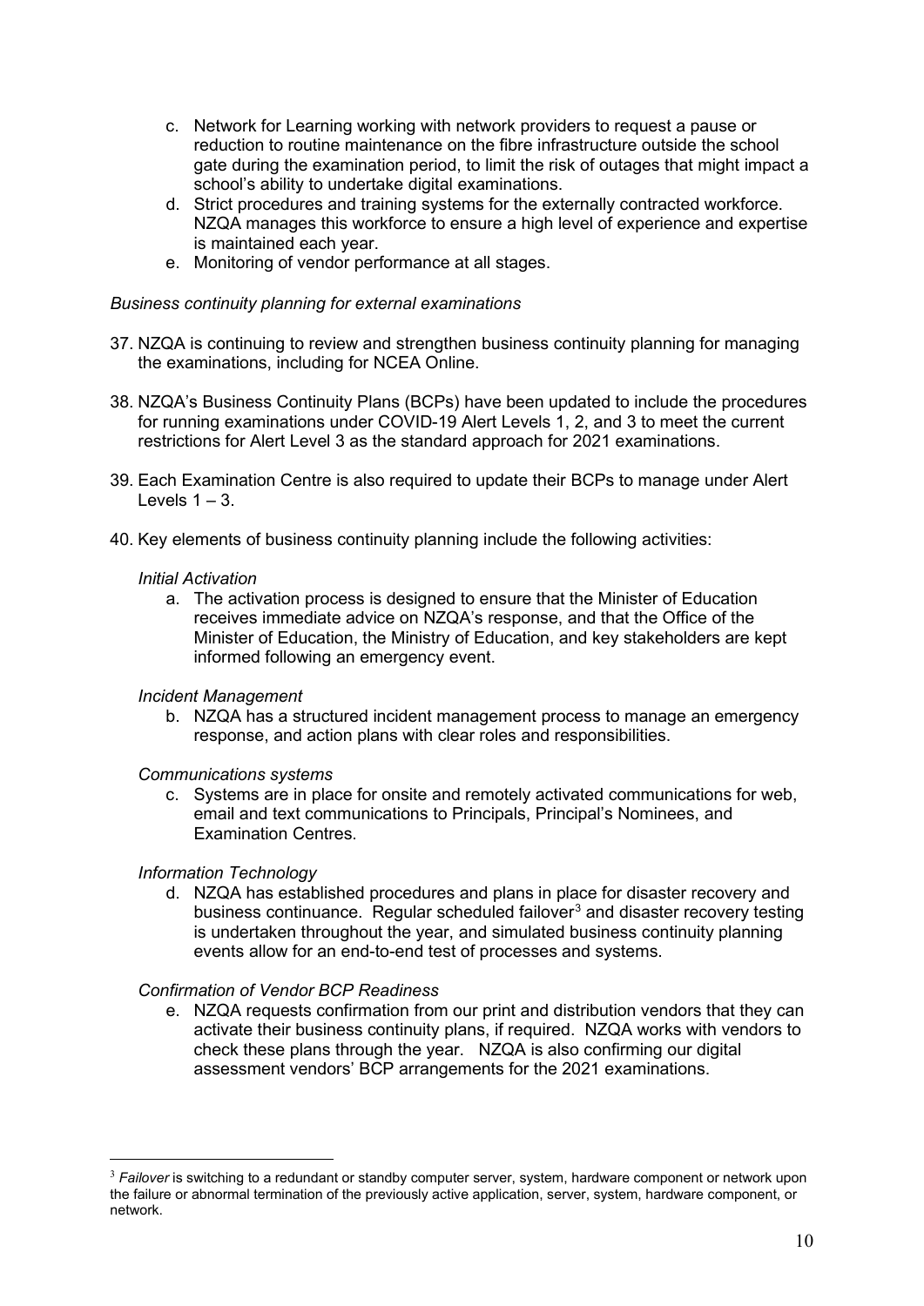c. Network for Learning working with network providers to request a pause or reduction to routine maintenance on the fibre infrastructure outside the school gate during the examination period, to limit the risk of outages that might impact a school's ability to undertake digital examinations.

d. Strict procedures and training systems for the externally contracted workforce. NZQA manages this workforce to ensure a high level of experience and expertise is maintained each year.

e. Monitoring of vendor performance at all stages.

*Business continuity planning for external examinations*

37. NZQA is continuing to review and strengthen business continuity planning for managing the examinations, including for NCEA Online.

38. NZQA's Business Continuity Plans (BCPs) have been updated to include the procedures for running examinations under COVID-19 Alert Levels 1, 2, and 3 to meet the current restrictions for Alert Level 3 as the standard approach for 2021 examinations.

39. Each Examination Centre is also required to update their BCPs to manage under Alert Levels 1 – 3.

40. Key elements of business continuity planning include the following activities:

*Initial Activation*

a. The activation process is designed to ensure that the Minister of Education receives immediate advice on NZQA's response, and that the Office of the Minister of Education, the Ministry of Education, and key stakeholders are kept informed following an emergency event.

*Incident Management*

b. NZQA has a structured incident management process to manage an emergency response, and action plans with clear roles and responsibilities.

*Communications systems*

c. Systems are in place for onsite and remotely activated communications for web, email and text communications to Principals, Principal's Nominees, and Examination Centres.

*Information Technology*

d. NZQA has established procedures and plans in place for disaster recovery and business continuance. Regular scheduled failover[3] and disaster recovery testing is undertaken throughout the year, and simulated business continuity planning events allow for an end-to-end test of processes and systems.

*Confirmation of Vendor BCP Readiness*

e. NZQA requests confirmation from our print and distribution vendors that they can activate their business continuity plans, if required. NZQA works with vendors to check these plans through the year. NZQA is also confirming our digital assessment vendors' BCP arrangements for the 2021 examinations.

---

[3] *Failover* is switching to a redundant or standby computer server, system, hardware component or network upon the failure or abnormal termination of the previously active application, server, system, hardware component, or network.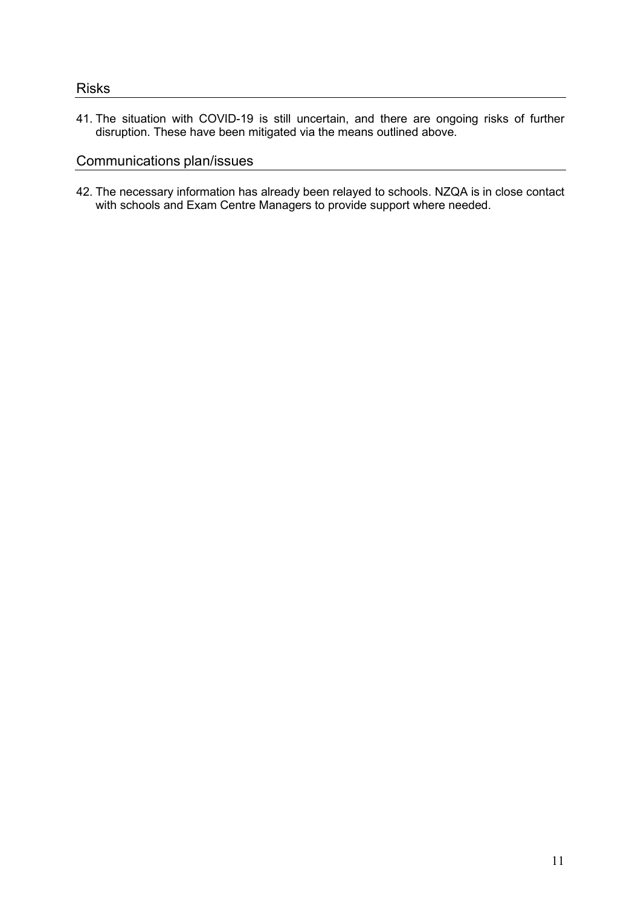## Risks

41. The situation with COVID-19 is still uncertain, and there are ongoing risks of further disruption. These have been mitigated via the means outlined above.

## Communications plan/issues

42. The necessary information has already been relayed to schools. NZQA is in close contact with schools and Exam Centre Managers to provide support where needed.